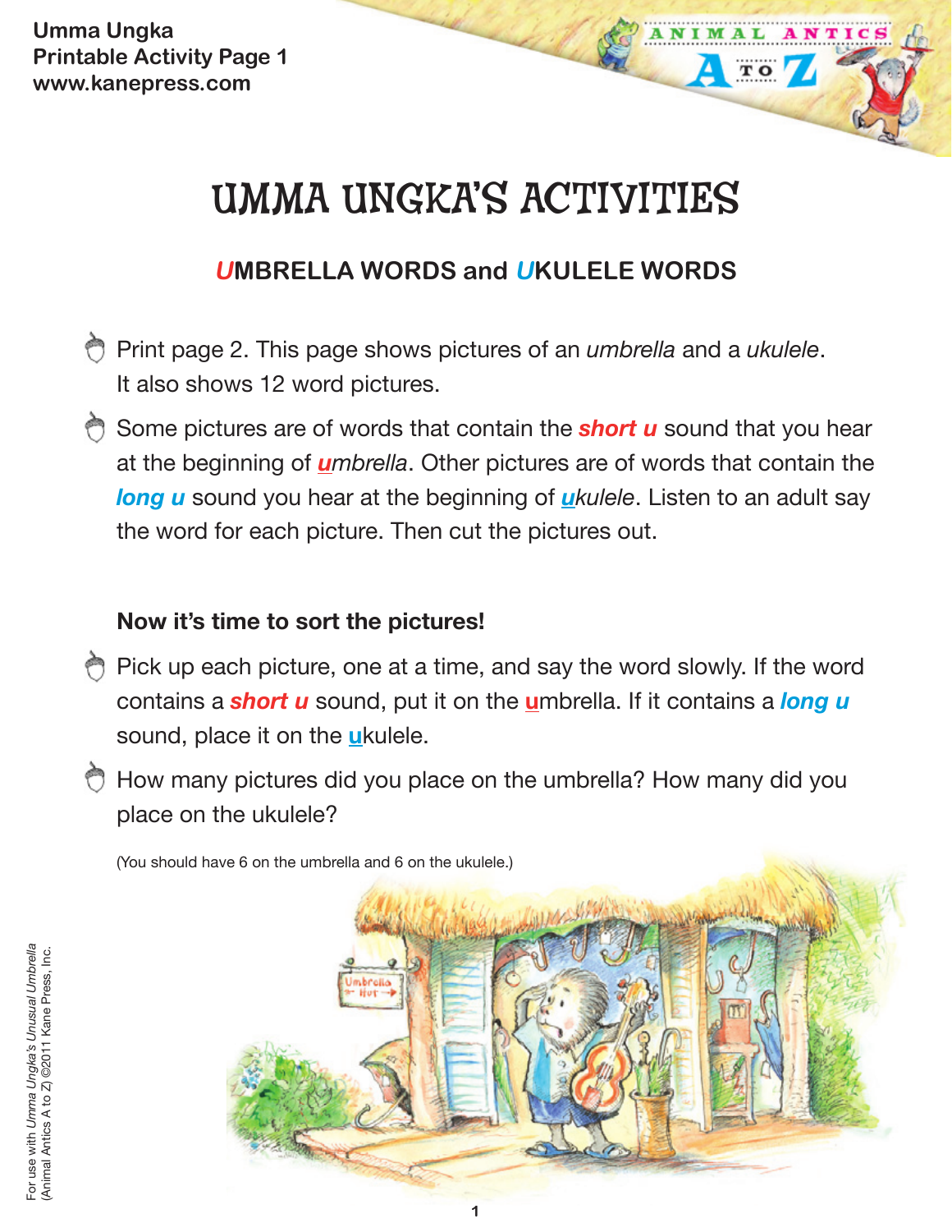Umma Ungka
Printable Activity Page 1
www.kanepress.com

# UMMA UNGKA'S ACTIVITIES

## UMBRELLA WORDS and UKULELE WORDS

- Print page 2. This page shows pictures of an *umbrella* and a *ukulele*. It also shows 12 word pictures.
- Some pictures are of words that contain the ***short u*** sound that you hear at the beginning of *umbrella*. Other pictures are of words that contain the ***long u*** sound you hear at the beginning of *ukulele*. Listen to an adult say the word for each picture. Then cut the pictures out.

**Now it's time to sort the pictures!**

- Pick up each picture, one at a time, and say the word slowly. If the word contains a ***short u*** sound, put it on the umbrella. If it contains a ***long u*** sound, place it on the ukulele.
- How many pictures did you place on the umbrella? How many did you place on the ukulele?

(You should have 6 on the umbrella and 6 on the ukulele.)

For use with *Umma Ungka's Unusual Umbrella* (Animal Antics A to Z) ©2011 Kane Press, Inc.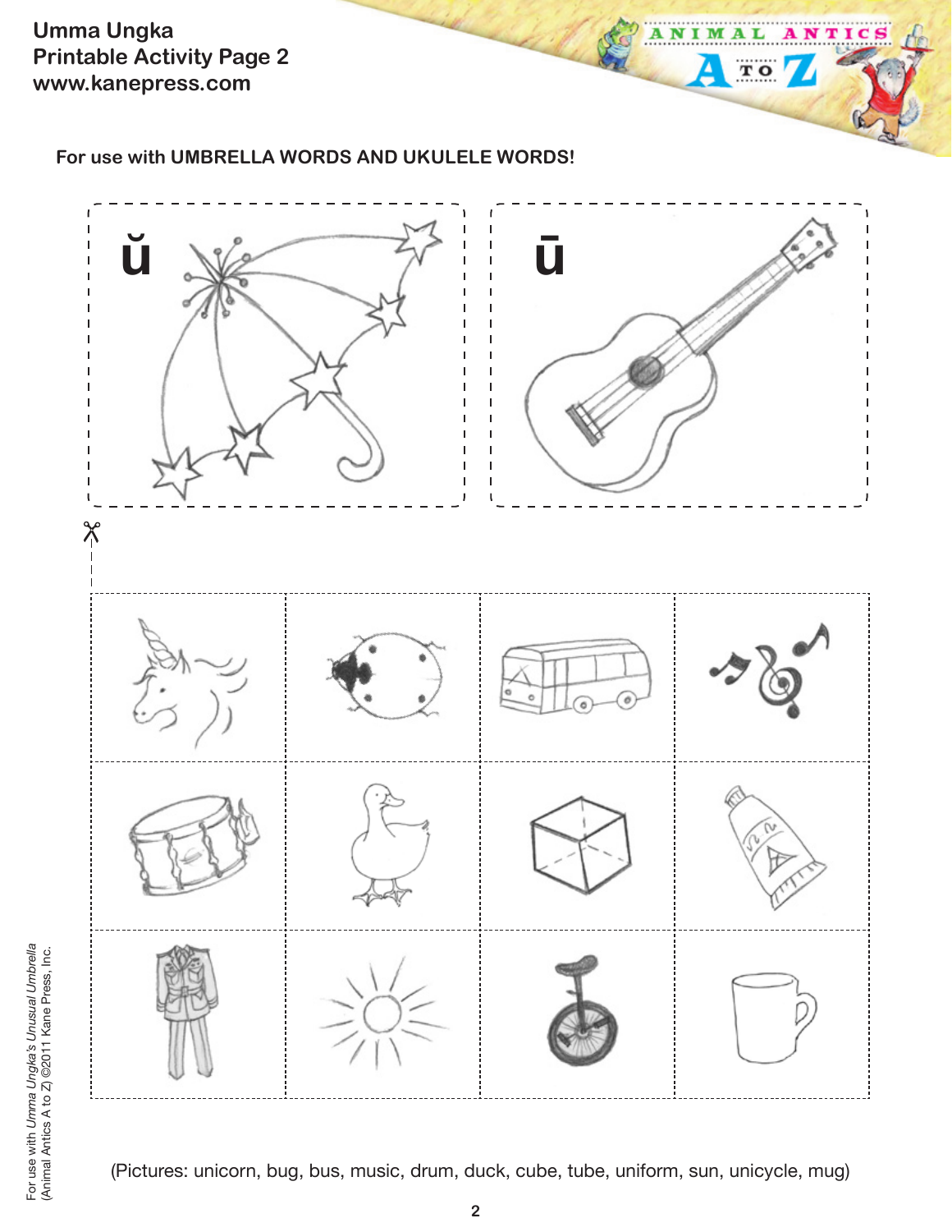Umma Ungka
Printable Activity Page 2
www.kanepress.com

For use with **UMBRELLA WORDS AND UKULELE WORDS!**

ŭ

ū

(Pictures: unicorn, bug, bus, music, drum, duck, cube, tube, uniform, sun, unicycle, mug)

For use with *Umma Ungka's Unusual Umbrella* (Animal Antics A to Z) ©2011 Kane Press, Inc.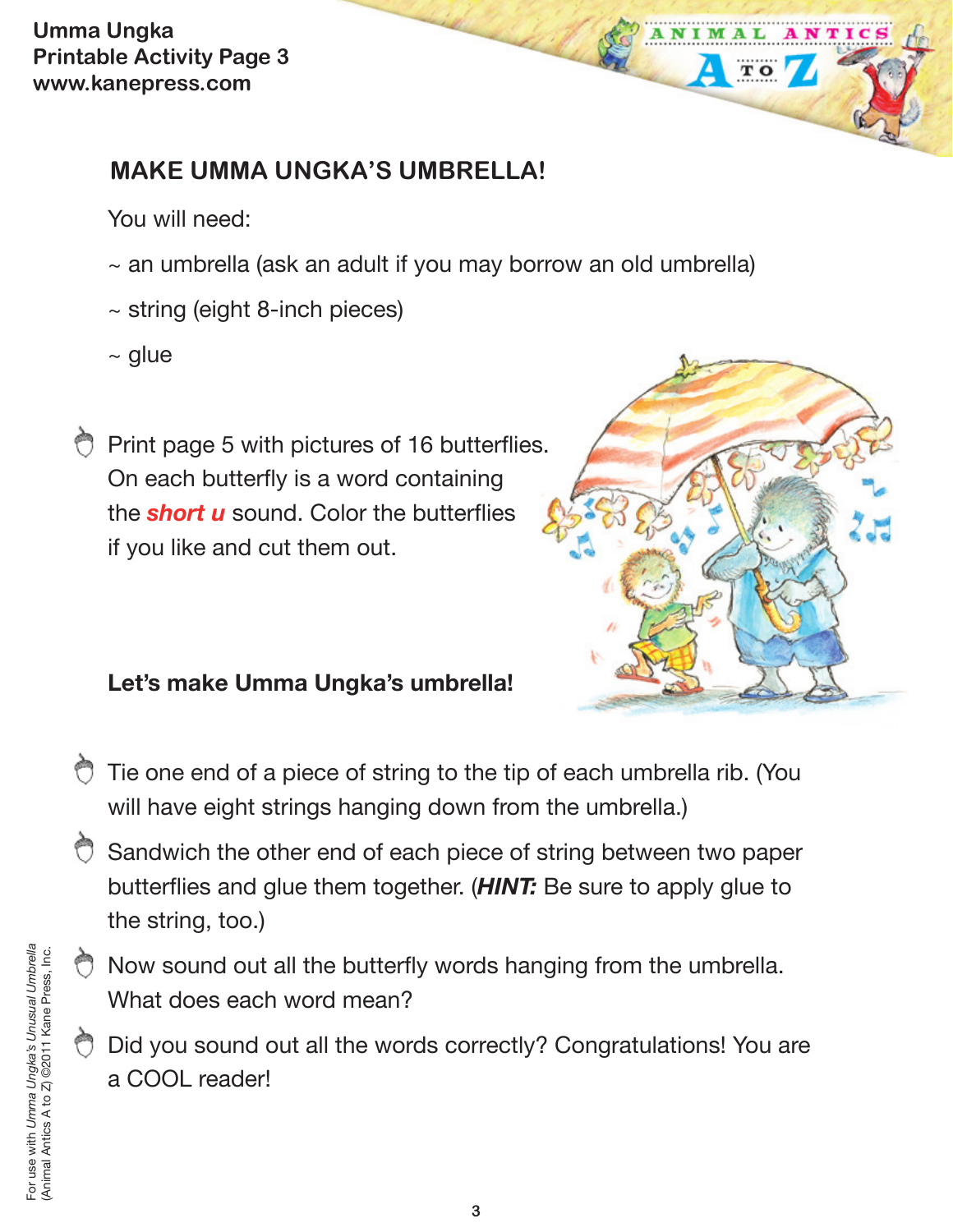## MAKE UMMA UNGKA'S UMBRELLA!

You will need:

~ an umbrella (ask an adult if you may borrow an old umbrella)

~ string (eight 8-inch pieces)

~ glue

- Print page 5 with pictures of 16 butterflies. On each butterfly is a word containing the ***short u*** sound. Color the butterflies if you like and cut them out.

**Let's make Umma Ungka's umbrella!**

- Tie one end of a piece of string to the tip of each umbrella rib. (You will have eight strings hanging down from the umbrella.)
- Sandwich the other end of each piece of string between two paper butterflies and glue them together. (***HINT:*** Be sure to apply glue to the string, too.)
- Now sound out all the butterfly words hanging from the umbrella. What does each word mean?
- Did you sound out all the words correctly? Congratulations! You are a COOL reader!

For use with *Umma Ungka's Unusual Umbrella* (Animal Antics A to Z) ©2011 Kane Press, Inc.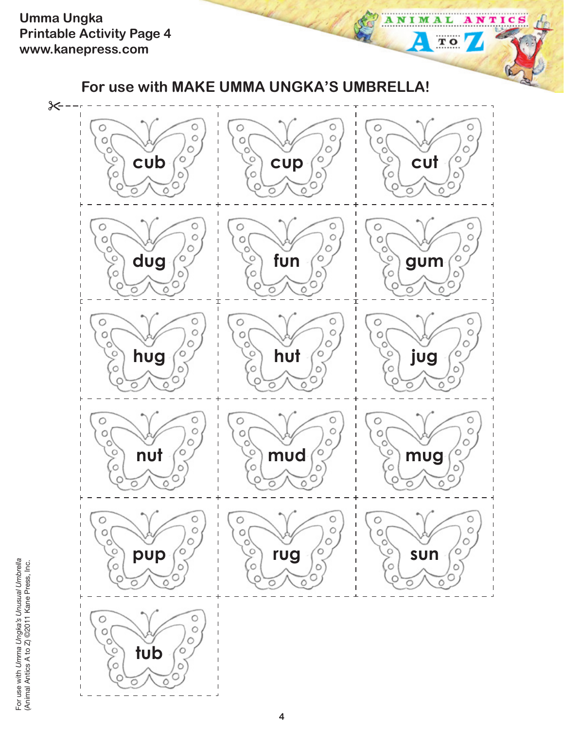Umma Ungka
Printable Activity Page 4
www.kanepress.com

## For use with MAKE UMMA UNGKA'S UMBRELLA!

| | | |
|---|---|---|
| cub | cup | cut |
| dug | fun | gum |
| hug | hut | jug |
| nut | mud | mug |
| pup | rug | sun |
| tub | | |

For use with *Umma Ungka's Unusual Umbrella*
(Animal Antics A to Z) ©2011 Kane Press, Inc.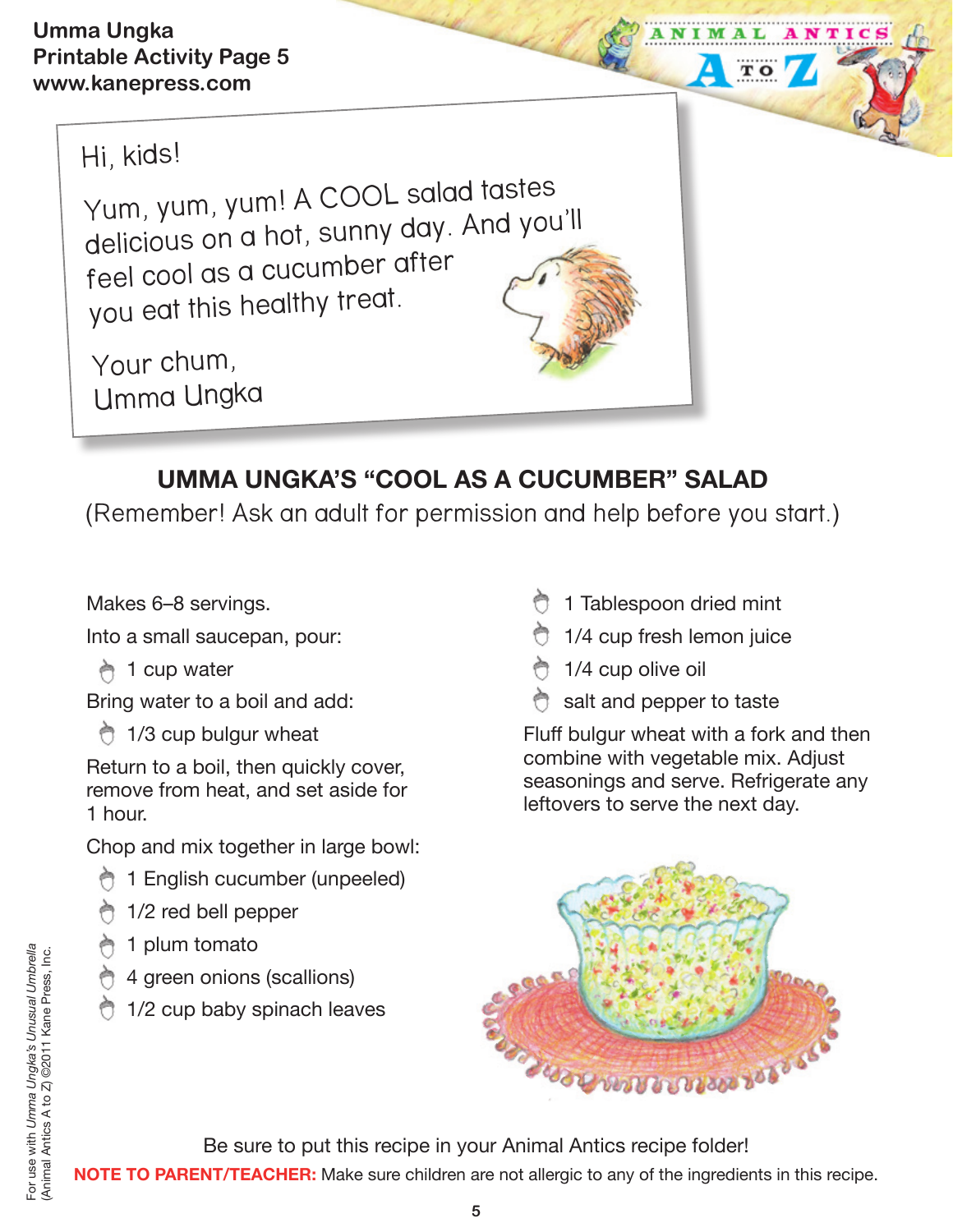Umma Ungka
Printable Activity Page 5
www.kanepress.com

Hi, kids!

Yum, yum, yum! A COOL salad tastes delicious on a hot, sunny day. And you'll feel cool as a cucumber after you eat this healthy treat.

Your chum,
Umma Ungka

## UMMA UNGKA'S "COOL AS A CUCUMBER" SALAD

(Remember! Ask an adult for permission and help before you start.)

Makes 6–8 servings.

Into a small saucepan, pour:

- 1 cup water

Bring water to a boil and add:

- 1/3 cup bulgur wheat

Return to a boil, then quickly cover, remove from heat, and set aside for 1 hour.

Chop and mix together in large bowl:

- 1 English cucumber (unpeeled)
- 1/2 red bell pepper
- 1 plum tomato
- 4 green onions (scallions)
- 1/2 cup baby spinach leaves
- 1 Tablespoon dried mint
- 1/4 cup fresh lemon juice
- 1/4 cup olive oil
- salt and pepper to taste

Fluff bulgur wheat with a fork and then combine with vegetable mix. Adjust seasonings and serve. Refrigerate any leftovers to serve the next day.

Be sure to put this recipe in your Animal Antics recipe folder!

**NOTE TO PARENT/TEACHER:** Make sure children are not allergic to any of the ingredients in this recipe.

For use with *Umma Ungka's Unusual Umbrella* (Animal Antics A to Z) ©2011 Kane Press, Inc.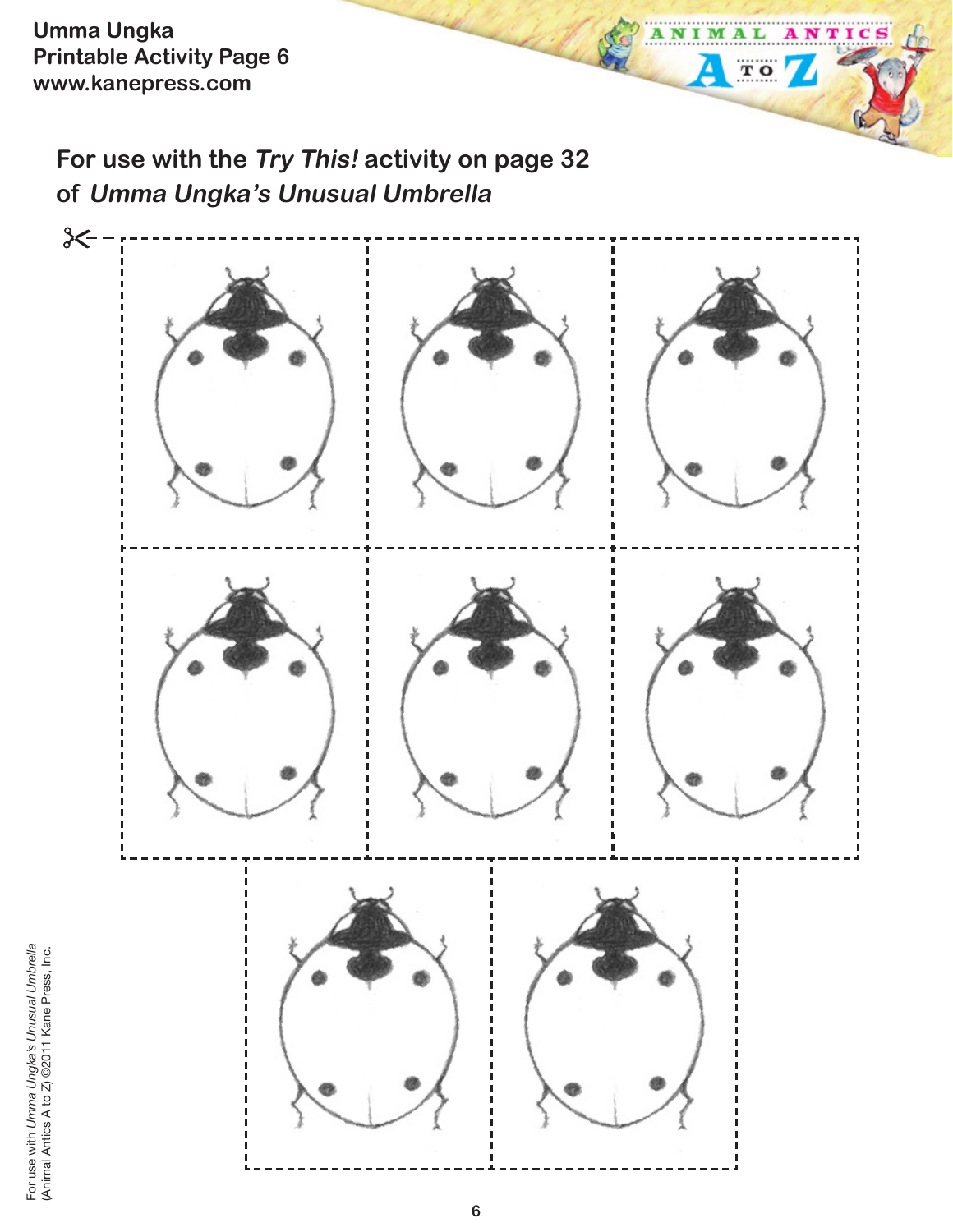Umma Ungka
Printable Activity Page 6
www.kanepress.com

## For use with the *Try This!* activity on page 32 of *Umma Ungka's Unusual Umbrella*

For use with *Umma Ungka's Unusual Umbrella* (Animal Antics A to Z) ©2011 Kane Press, Inc.